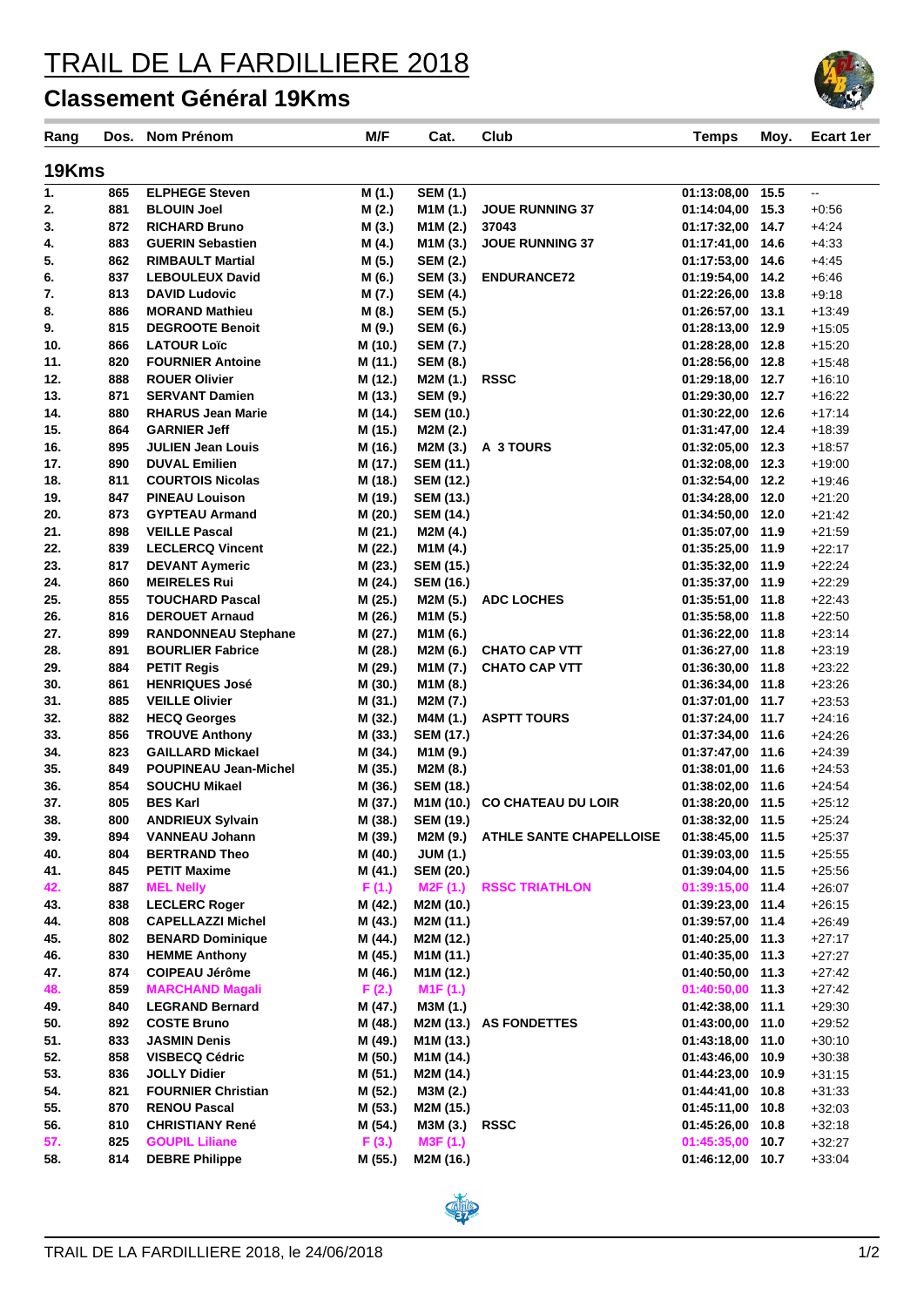# TRAIL DE LA FARDILLIERE 2018

## Classement Général 19Kms

| Rang | Dos. | Nom Prénom | M/F | Cat. | Club | Temps | Moy. | Ecart 1er |
|---|---|---|---|---|---|---|---|---|
| **19Kms** | | | | | | | | |
| 1. | 865 | ELPHEGE Steven | M (1.) | SEM (1.) | | 01:13:08,00 | 15.5 | -- |
| 2. | 881 | BLOUIN Joel | M (2.) | M1M (1.) | JOUE RUNNING 37 | 01:14:04,00 | 15.3 | +0:56 |
| 3. | 872 | RICHARD Bruno | M (3.) | M1M (2.) | 37043 | 01:17:32,00 | 14.7 | +4:24 |
| 4. | 883 | GUERIN Sebastien | M (4.) | M1M (3.) | JOUE RUNNING 37 | 01:17:41,00 | 14.6 | +4:33 |
| 5. | 862 | RIMBAULT Martial | M (5.) | SEM (2.) | | 01:17:53,00 | 14.6 | +4:45 |
| 6. | 837 | LEBOULEUX David | M (6.) | SEM (3.) | ENDURANCE72 | 01:19:54,00 | 14.2 | +6:46 |
| 7. | 813 | DAVID Ludovic | M (7.) | SEM (4.) | | 01:22:26,00 | 13.8 | +9:18 |
| 8. | 886 | MORAND Mathieu | M (8.) | SEM (5.) | | 01:26:57,00 | 13.1 | +13:49 |
| 9. | 815 | DEGROOTE Benoit | M (9.) | SEM (6.) | | 01:28:13,00 | 12.9 | +15:05 |
| 10. | 866 | LATOUR Loïc | M (10.) | SEM (7.) | | 01:28:28,00 | 12.8 | +15:20 |
| 11. | 820 | FOURNIER Antoine | M (11.) | SEM (8.) | | 01:28:56,00 | 12.8 | +15:48 |
| 12. | 888 | ROUER Olivier | M (12.) | M2M (1.) | RSSC | 01:29:18,00 | 12.7 | +16:10 |
| 13. | 871 | SERVANT Damien | M (13.) | SEM (9.) | | 01:29:30,00 | 12.7 | +16:22 |
| 14. | 880 | RHARUS Jean Marie | M (14.) | SEM (10.) | | 01:30:22,00 | 12.6 | +17:14 |
| 15. | 864 | GARNIER Jeff | M (15.) | M2M (2.) | | 01:31:47,00 | 12.4 | +18:39 |
| 16. | 895 | JULIEN Jean Louis | M (16.) | M2M (3.) | A 3 TOURS | 01:32:05,00 | 12.3 | +18:57 |
| 17. | 890 | DUVAL Emilien | M (17.) | SEM (11.) | | 01:32:08,00 | 12.3 | +19:00 |
| 18. | 811 | COURTOIS Nicolas | M (18.) | SEM (12.) | | 01:32:54,00 | 12.2 | +19:46 |
| 19. | 847 | PINEAU Louison | M (19.) | SEM (13.) | | 01:34:28,00 | 12.0 | +21:20 |
| 20. | 873 | GYPTEAU Armand | M (20.) | SEM (14.) | | 01:34:50,00 | 12.0 | +21:42 |
| 21. | 898 | VEILLE Pascal | M (21.) | M2M (4.) | | 01:35:07,00 | 11.9 | +21:59 |
| 22. | 839 | LECLERCQ Vincent | M (22.) | M1M (4.) | | 01:35:25,00 | 11.9 | +22:17 |
| 23. | 817 | DEVANT Aymeric | M (23.) | SEM (15.) | | 01:35:32,00 | 11.9 | +22:24 |
| 24. | 860 | MEIRELES Rui | M (24.) | SEM (16.) | | 01:35:37,00 | 11.9 | +22:29 |
| 25. | 855 | TOUCHARD Pascal | M (25.) | M2M (5.) | ADC LOCHES | 01:35:51,00 | 11.8 | +22:43 |
| 26. | 816 | DEROUET Arnaud | M (26.) | M1M (5.) | | 01:35:58,00 | 11.8 | +22:50 |
| 27. | 899 | RANDONNEAU Stephane | M (27.) | M1M (6.) | | 01:36:22,00 | 11.8 | +23:14 |
| 28. | 891 | BOURLIER Fabrice | M (28.) | M2M (6.) | CHATO CAP VTT | 01:36:27,00 | 11.8 | +23:19 |
| 29. | 884 | PETIT Regis | M (29.) | M1M (7.) | CHATO CAP VTT | 01:36:30,00 | 11.8 | +23:22 |
| 30. | 861 | HENRIQUES José | M (30.) | M1M (8.) | | 01:36:34,00 | 11.8 | +23:26 |
| 31. | 885 | VEILLE Olivier | M (31.) | M2M (7.) | | 01:37:01,00 | 11.7 | +23:53 |
| 32. | 882 | HECQ Georges | M (32.) | M4M (1.) | ASPTT TOURS | 01:37:24,00 | 11.7 | +24:16 |
| 33. | 856 | TROUVE Anthony | M (33.) | SEM (17.) | | 01:37:34,00 | 11.6 | +24:26 |
| 34. | 823 | GAILLARD Mickael | M (34.) | M1M (9.) | | 01:37:47,00 | 11.6 | +24:39 |
| 35. | 849 | POUPINEAU Jean-Michel | M (35.) | M2M (8.) | | 01:38:01,00 | 11.6 | +24:53 |
| 36. | 854 | SOUCHU Mikael | M (36.) | SEM (18.) | | 01:38:02,00 | 11.6 | +24:54 |
| 37. | 805 | BES Karl | M (37.) | M1M (10.) | CO CHATEAU DU LOIR | 01:38:20,00 | 11.5 | +25:12 |
| 38. | 800 | ANDRIEUX Sylvain | M (38.) | SEM (19.) | | 01:38:32,00 | 11.5 | +25:24 |
| 39. | 894 | VANNEAU Johann | M (39.) | M2M (9.) | ATHLE SANTE CHAPELLOISE | 01:38:45,00 | 11.5 | +25:37 |
| 40. | 804 | BERTRAND Theo | M (40.) | JUM (1.) | | 01:39:03,00 | 11.5 | +25:55 |
| 41. | 845 | PETIT Maxime | M (41.) | SEM (20.) | | 01:39:04,00 | 11.5 | +25:56 |
| 42. | 887 | MEL Nelly | F (1.) | M2F (1.) | RSSC TRIATHLON | 01:39:15,00 | 11.4 | +26:07 |
| 43. | 838 | LECLERC Roger | M (42.) | M2M (10.) | | 01:39:23,00 | 11.4 | +26:15 |
| 44. | 808 | CAPELLAZZI Michel | M (43.) | M2M (11.) | | 01:39:57,00 | 11.4 | +26:49 |
| 45. | 802 | BENARD Dominique | M (44.) | M2M (12.) | | 01:40:25,00 | 11.3 | +27:17 |
| 46. | 830 | HEMME Anthony | M (45.) | M1M (11.) | | 01:40:35,00 | 11.3 | +27:27 |
| 47. | 874 | COIPEAU Jérôme | M (46.) | M1M (12.) | | 01:40:50,00 | 11.3 | +27:42 |
| 48. | 859 | MARCHAND Magali | F (2.) | M1F (1.) | | 01:40:50,00 | 11.3 | +27:42 |
| 49. | 840 | LEGRAND Bernard | M (47.) | M3M (1.) | | 01:42:38,00 | 11.1 | +29:30 |
| 50. | 892 | COSTE Bruno | M (48.) | M2M (13.) | AS FONDETTES | 01:43:00,00 | 11.0 | +29:52 |
| 51. | 833 | JASMIN Denis | M (49.) | M1M (13.) | | 01:43:18,00 | 11.0 | +30:10 |
| 52. | 858 | VISBECQ Cédric | M (50.) | M1M (14.) | | 01:43:46,00 | 10.9 | +30:38 |
| 53. | 836 | JOLLY Didier | M (51.) | M2M (14.) | | 01:44:23,00 | 10.9 | +31:15 |
| 54. | 821 | FOURNIER Christian | M (52.) | M3M (2.) | | 01:44:41,00 | 10.8 | +31:33 |
| 55. | 870 | RENOU Pascal | M (53.) | M2M (15.) | | 01:45:11,00 | 10.8 | +32:03 |
| 56. | 810 | CHRISTIANY René | M (54.) | M3M (3.) | RSSC | 01:45:26,00 | 10.8 | +32:18 |
| 57. | 825 | GOUPIL Liliane | F (3.) | M3F (1.) | | 01:45:35,00 | 10.7 | +32:27 |
| 58. | 814 | DEBRE Philippe | M (55.) | M2M (16.) | | 01:46:12,00 | 10.7 | +33:04 |

TRAIL DE LA FARDILLIERE 2018, le 24/06/2018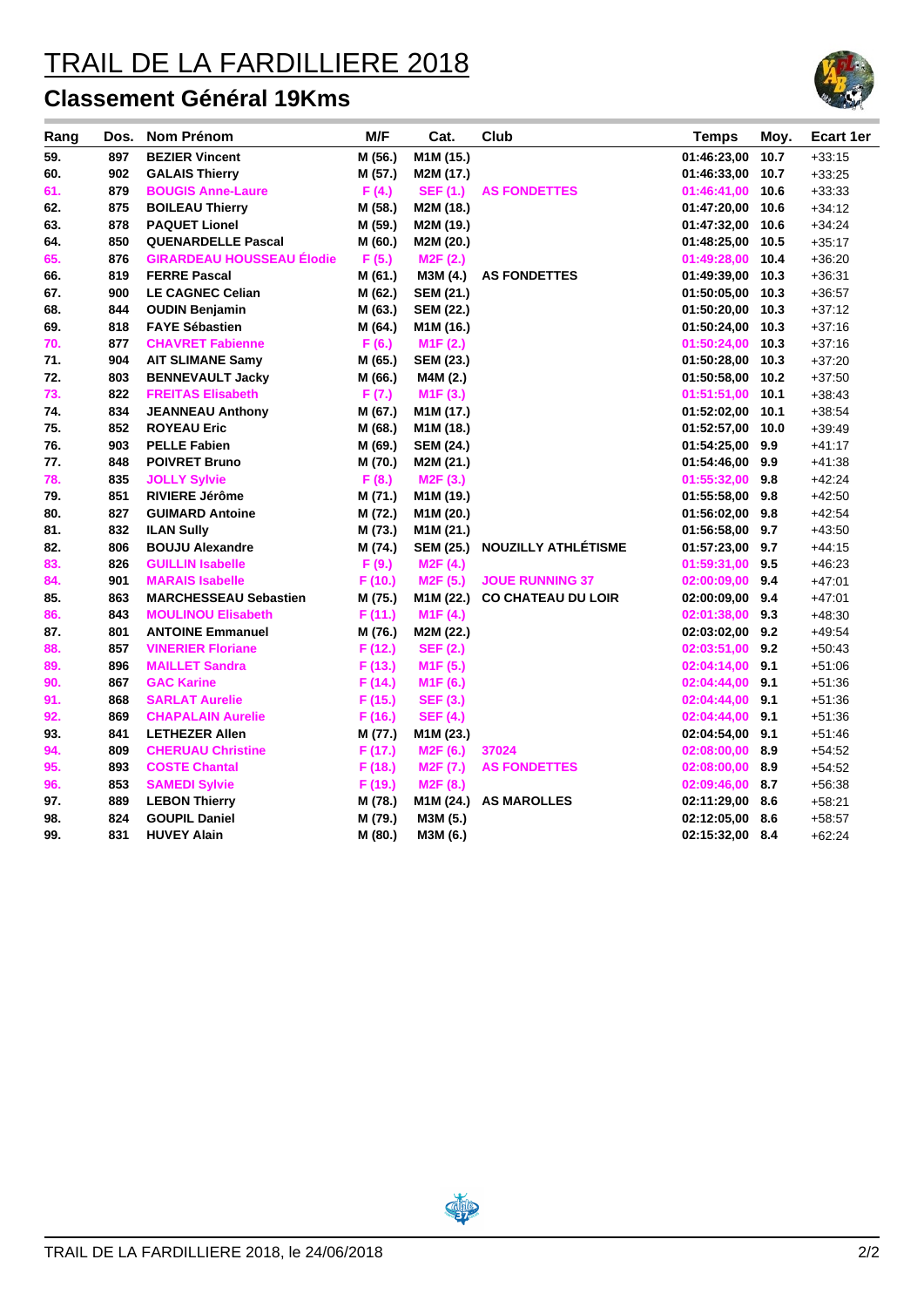# TRAIL DE LA FARDILLIERE 2018

## Classement Général 19Kms

| Rang | Dos. | Nom Prénom | M/F | Cat. | Club | Temps | Moy. | Ecart 1er |
|---|---|---|---|---|---|---|---|---|
| 59. | 897 | BEZIER Vincent | M (56.) | M1M (15.) | | 01:46:23,00 | 10.7 | +33:15 |
| 60. | 902 | GALAIS Thierry | M (57.) | M2M (17.) | | 01:46:33,00 | 10.7 | +33:25 |
| 61. | 879 | BOUGIS Anne-Laure | F (4.) | SEF (1.) | AS FONDETTES | 01:46:41,00 | 10.6 | +33:33 |
| 62. | 875 | BOILEAU Thierry | M (58.) | M2M (18.) | | 01:47:20,00 | 10.6 | +34:12 |
| 63. | 878 | PAQUET Lionel | M (59.) | M2M (19.) | | 01:47:32,00 | 10.6 | +34:24 |
| 64. | 850 | QUENARDELLE Pascal | M (60.) | M2M (20.) | | 01:48:25,00 | 10.5 | +35:17 |
| 65. | 876 | GIRARDEAU HOUSSEAU Élodie | F (5.) | M2F (2.) | | 01:49:28,00 | 10.4 | +36:20 |
| 66. | 819 | FERRE Pascal | M (61.) | M3M (4.) | AS FONDETTES | 01:49:39,00 | 10.3 | +36:31 |
| 67. | 900 | LE CAGNEC Celian | M (62.) | SEM (21.) | | 01:50:05,00 | 10.3 | +36:57 |
| 68. | 844 | OUDIN Benjamin | M (63.) | SEM (22.) | | 01:50:20,00 | 10.3 | +37:12 |
| 69. | 818 | FAYE Sébastien | M (64.) | M1M (16.) | | 01:50:24,00 | 10.3 | +37:16 |
| 70. | 877 | CHAVRET Fabienne | F (6.) | M1F (2.) | | 01:50:24,00 | 10.3 | +37:16 |
| 71. | 904 | AIT SLIMANE Samy | M (65.) | SEM (23.) | | 01:50:28,00 | 10.3 | +37:20 |
| 72. | 803 | BENNEVAULT Jacky | M (66.) | M4M (2.) | | 01:50:58,00 | 10.2 | +37:50 |
| 73. | 822 | FREITAS Elisabeth | F (7.) | M1F (3.) | | 01:51:51,00 | 10.1 | +38:43 |
| 74. | 834 | JEANNEAU Anthony | M (67.) | M1M (17.) | | 01:52:02,00 | 10.1 | +38:54 |
| 75. | 852 | ROYEAU Eric | M (68.) | M1M (18.) | | 01:52:57,00 | 10.0 | +39:49 |
| 76. | 903 | PELLE Fabien | M (69.) | SEM (24.) | | 01:54:25,00 | 9.9 | +41:17 |
| 77. | 848 | POIVRET Bruno | M (70.) | M2M (21.) | | 01:54:46,00 | 9.9 | +41:38 |
| 78. | 835 | JOLLY Sylvie | F (8.) | M2F (3.) | | 01:55:32,00 | 9.8 | +42:24 |
| 79. | 851 | RIVIERE Jérôme | M (71.) | M1M (19.) | | 01:55:58,00 | 9.8 | +42:50 |
| 80. | 827 | GUIMARD Antoine | M (72.) | M1M (20.) | | 01:56:02,00 | 9.8 | +42:54 |
| 81. | 832 | ILAN Sully | M (73.) | M1M (21.) | | 01:56:58,00 | 9.7 | +43:50 |
| 82. | 806 | BOUJU Alexandre | M (74.) | SEM (25.) | NOUZILLY ATHLÉTISME | 01:57:23,00 | 9.7 | +44:15 |
| 83. | 826 | GUILLIN Isabelle | F (9.) | M2F (4.) | | 01:59:31,00 | 9.5 | +46:23 |
| 84. | 901 | MARAIS Isabelle | F (10.) | M2F (5.) | JOUE RUNNING 37 | 02:00:09,00 | 9.4 | +47:01 |
| 85. | 863 | MARCHESSEAU Sebastien | M (75.) | M1M (22.) | CO CHATEAU DU LOIR | 02:00:09,00 | 9.4 | +47:01 |
| 86. | 843 | MOULINOU Elisabeth | F (11.) | M1F (4.) | | 02:01:38,00 | 9.3 | +48:30 |
| 87. | 801 | ANTOINE Emmanuel | M (76.) | M2M (22.) | | 02:03:02,00 | 9.2 | +49:54 |
| 88. | 857 | VINERIER Floriane | F (12.) | SEF (2.) | | 02:03:51,00 | 9.2 | +50:43 |
| 89. | 896 | MAILLET Sandra | F (13.) | M1F (5.) | | 02:04:14,00 | 9.1 | +51:06 |
| 90. | 867 | GAC Karine | F (14.) | M1F (6.) | | 02:04:44,00 | 9.1 | +51:36 |
| 91. | 868 | SARLAT Aurelie | F (15.) | SEF (3.) | | 02:04:44,00 | 9.1 | +51:36 |
| 92. | 869 | CHAPALAIN Aurelie | F (16.) | SEF (4.) | | 02:04:44,00 | 9.1 | +51:36 |
| 93. | 841 | LETHEZER Allen | M (77.) | M1M (23.) | | 02:04:54,00 | 9.1 | +51:46 |
| 94. | 809 | CHERUAU Christine | F (17.) | M2F (6.) | 37024 | 02:08:00,00 | 8.9 | +54:52 |
| 95. | 893 | COSTE Chantal | F (18.) | M2F (7.) | AS FONDETTES | 02:08:00,00 | 8.9 | +54:52 |
| 96. | 853 | SAMEDI Sylvie | F (19.) | M2F (8.) | | 02:09:46,00 | 8.7 | +56:38 |
| 97. | 889 | LEBON Thierry | M (78.) | M1M (24.) | AS MAROLLES | 02:11:29,00 | 8.6 | +58:21 |
| 98. | 824 | GOUPIL Daniel | M (79.) | M3M (5.) | | 02:12:05,00 | 8.6 | +58:57 |
| 99. | 831 | HUVEY Alain | M (80.) | M3M (6.) | | 02:15:32,00 | 8.4 | +62:24 |